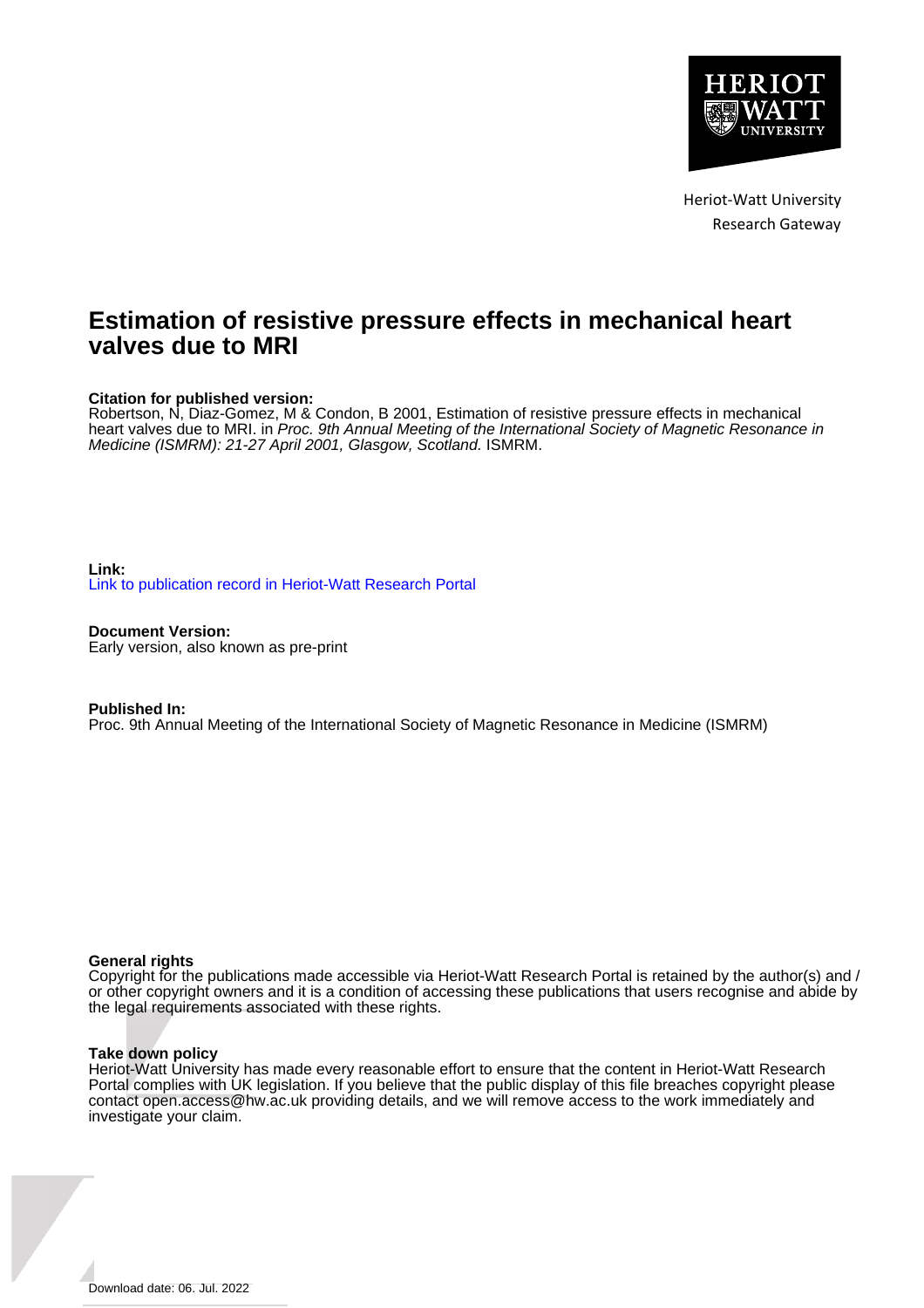Heriot-Watt University
Research Gateway

# Estimation of resistive pressure effects in mechanical heart valves due to MRI

**Citation for published version:**
Robertson, N, Diaz-Gomez, M & Condon, B 2001, Estimation of resistive pressure effects in mechanical heart valves due to MRI. in *Proc. 9th Annual Meeting of the International Society of Magnetic Resonance in Medicine (ISMRM): 21-27 April 2001, Glasgow, Scotland.* ISMRM.

**Link:**
Link to publication record in Heriot-Watt Research Portal

**Document Version:**
Early version, also known as pre-print

**Published In:**
Proc. 9th Annual Meeting of the International Society of Magnetic Resonance in Medicine (ISMRM)

**General rights**
Copyright for the publications made accessible via Heriot-Watt Research Portal is retained by the author(s) and / or other copyright owners and it is a condition of accessing these publications that users recognise and abide by the legal requirements associated with these rights.

**Take down policy**
Heriot-Watt University has made every reasonable effort to ensure that the content in Heriot-Watt Research Portal complies with UK legislation. If you believe that the public display of this file breaches copyright please contact open.access@hw.ac.uk providing details, and we will remove access to the work immediately and investigate your claim.

Download date: 06. Jul. 2022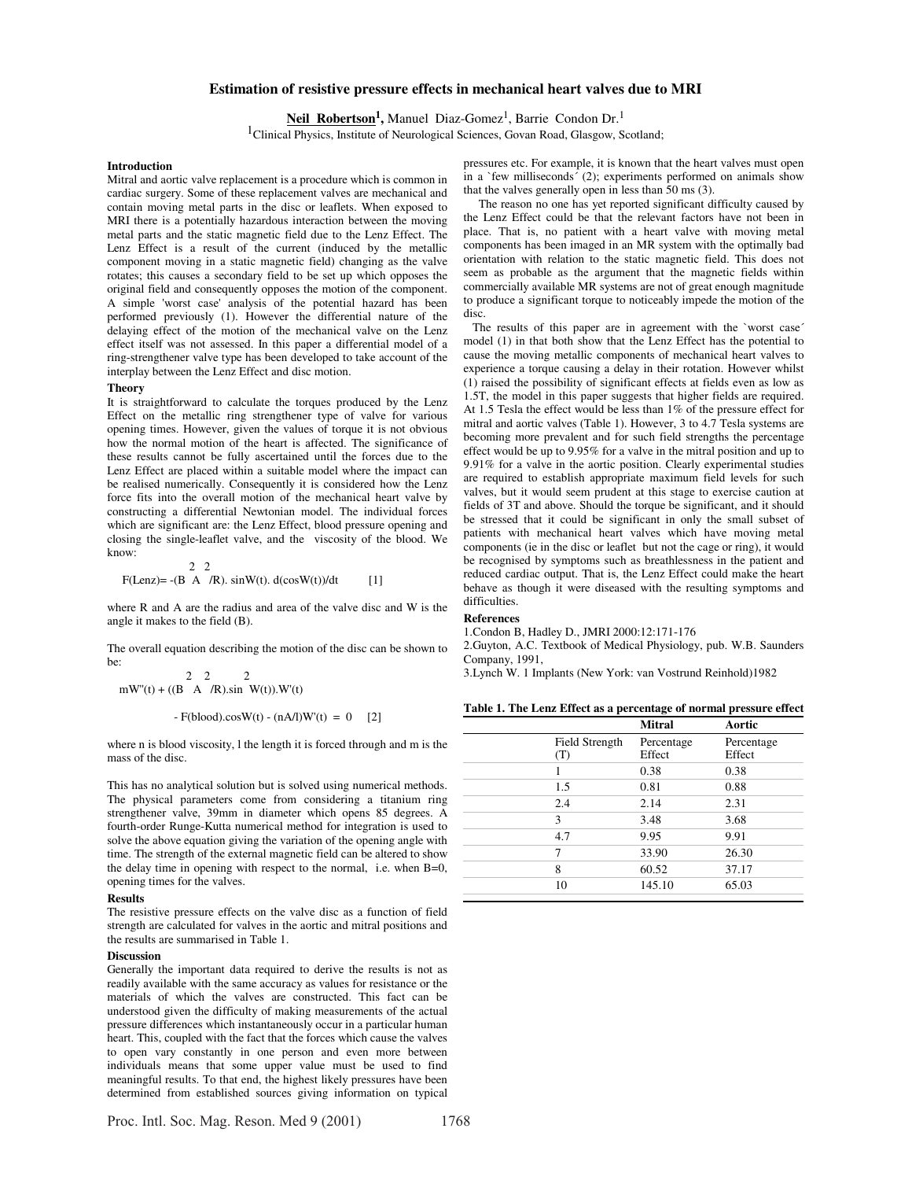# Estimation of resistive pressure effects in mechanical heart valves due to MRI

**Neil Robertson[1],** Manuel Diaz-Gomez[1], Barrie Condon Dr.[1]

[1]Clinical Physics, Institute of Neurological Sciences, Govan Road, Glasgow, Scotland;

**Introduction**

Mitral and aortic valve replacement is a procedure which is common in cardiac surgery. Some of these replacement valves are mechanical and contain moving metal parts in the disc or leaflets. When exposed to MRI there is a potentially hazardous interaction between the moving metal parts and the static magnetic field due to the Lenz Effect. The Lenz Effect is a result of the current (induced by the metallic component moving in a static magnetic field) changing as the valve rotates; this causes a secondary field to be set up which opposes the original field and consequently opposes the motion of the component. A simple 'worst case' analysis of the potential hazard has been performed previously (1). However the differential nature of the delaying effect of the motion of the mechanical valve on the Lenz effect itself was not assessed. In this paper a differential model of a ring-strengthener valve type has been developed to take account of the interplay between the Lenz Effect and disc motion.

**Theory**

It is straightforward to calculate the torques produced by the Lenz Effect on the metallic ring strengthener type of valve for various opening times. However, given the values of torque it is not obvious how the normal motion of the heart is affected. The significance of these results cannot be fully ascertained until the forces due to the Lenz Effect are placed within a suitable model where the impact can be realised numerically. Consequently it is considered how the Lenz force fits into the overall motion of the mechanical heart valve by constructing a differential Newtonian model. The individual forces which are significant are: the Lenz Effect, blood pressure opening and closing the single-leaflet valve, and the viscosity of the blood. We know:

$$F(\mathrm{Lenz}) = -(B^2 A^2/R).\sin W(t).\, d(\cos W(t))/dt \qquad [1]$$

where R and A are the radius and area of the valve disc and W is the angle it makes to the field (B).

The overall equation describing the motion of the disc can be shown to be:

$$mW''(t) + ((B^2 A^2/R).\sin^2 W(t)).W'(t)$$

$$- F(\mathrm{blood}).\cos W(t) - (nA/l)W'(t) = 0 \qquad [2]$$

where n is blood viscosity, l the length it is forced through and m is the mass of the disc.

This has no analytical solution but is solved using numerical methods. The physical parameters come from considering a titanium ring strengthener valve, 39mm in diameter which opens 85 degrees. A fourth-order Runge-Kutta numerical method for integration is used to solve the above equation giving the variation of the opening angle with time. The strength of the external magnetic field can be altered to show the delay time in opening with respect to the normal, i.e. when B=0, opening times for the valves.

**Results**

The resistive pressure effects on the valve disc as a function of field strength are calculated for valves in the aortic and mitral positions and the results are summarised in Table 1.

**Discussion**

Generally the important data required to derive the results is not as readily available with the same accuracy as values for resistance or the materials of which the valves are constructed. This fact can be understood given the difficulty of making measurements of the actual pressure differences which instantaneously occur in a particular human heart. This, coupled with the fact that the forces which cause the valves to open vary constantly in one person and even more between individuals means that some upper value must be used to find meaningful results. To that end, the highest likely pressures have been determined from established sources giving information on typical pressures etc. For example, it is known that the heart valves must open in a `few milliseconds´ (2); experiments performed on animals show that the valves generally open in less than 50 ms (3).

The reason no one has yet reported significant difficulty caused by the Lenz Effect could be that the relevant factors have not been in place. That is, no patient with a heart valve with moving metal components has been imaged in an MR system with the optimally bad orientation with relation to the static magnetic field. This does not seem as probable as the argument that the magnetic fields within commercially available MR systems are not of great enough magnitude to produce a significant torque to noticeably impede the motion of the disc.

The results of this paper are in agreement with the `worst case´ model (1) in that both show that the Lenz Effect has the potential to cause the moving metallic components of mechanical heart valves to experience a torque causing a delay in their rotation. However whilst (1) raised the possibility of significant effects at fields even as low as 1.5T, the model in this paper suggests that higher fields are required. At 1.5 Tesla the effect would be less than 1% of the pressure effect for mitral and aortic valves (Table 1). However, 3 to 4.7 Tesla systems are becoming more prevalent and for such field strengths the percentage effect would be up to 9.95% for a valve in the mitral position and up to 9.91% for a valve in the aortic position. Clearly experimental studies are required to establish appropriate maximum field levels for such valves, but it would seem prudent at this stage to exercise caution at fields of 3T and above. Should the torque be significant, and it should be stressed that it could be significant in only the small subset of patients with mechanical heart valves which have moving metal components (ie in the disc or leaflet but not the cage or ring), it would be recognised by symptoms such as breathlessness in the patient and reduced cardiac output. That is, the Lenz Effect could make the heart behave as though it were diseased with the resulting symptoms and difficulties.

**References**

1. Condon B, Hadley D., JMRI 2000:12:171-176
2. Guyton, A.C. Textbook of Medical Physiology, pub. W.B. Saunders Company, 1991,
3. Lynch W. 1 Implants (New York: van Vostrund Reinhold)1982

**Table 1. The Lenz Effect as a percentage of normal pressure effect**

| | Mitral | Aortic |
|---|---|---|
| Field Strength (T) | Percentage Effect | Percentage Effect |
| 1 | 0.38 | 0.38 |
| 1.5 | 0.81 | 0.88 |
| 2.4 | 2.14 | 2.31 |
| 3 | 3.48 | 3.68 |
| 4.7 | 9.95 | 9.91 |
| 7 | 33.90 | 26.30 |
| 8 | 60.52 | 37.17 |
| 10 | 145.10 | 65.03 |